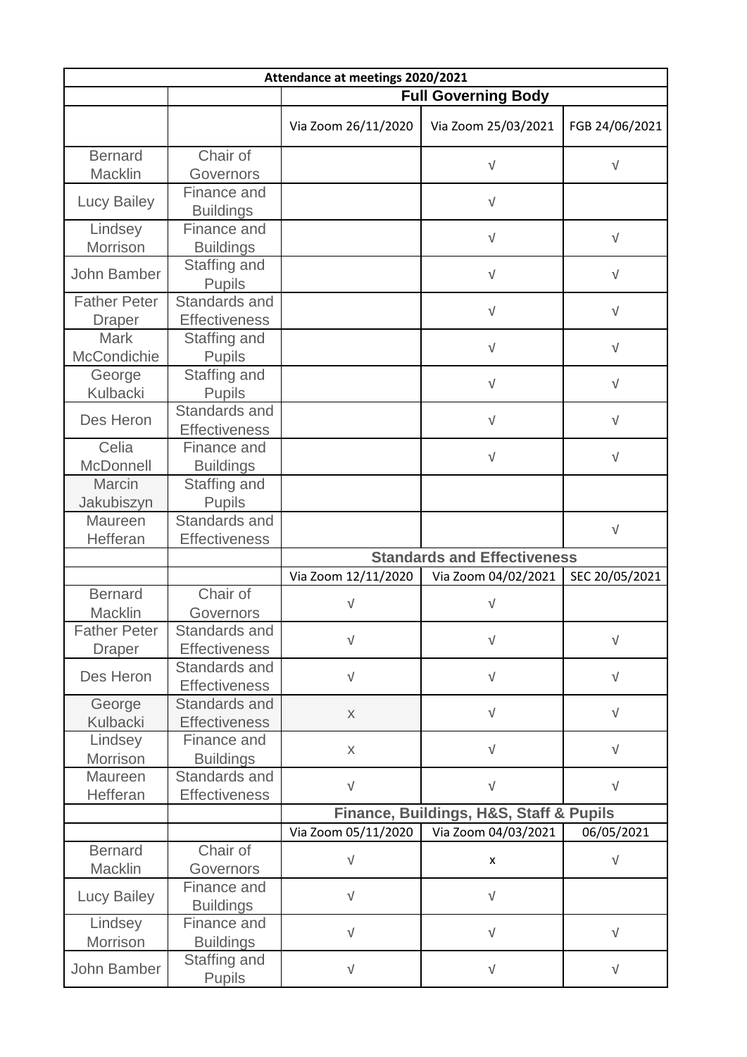| Attendance at meetings 2020/2021 | | | | |
|---|---|---|---|---|
| | | Full Governing Body | | |
| | | Via Zoom 26/11/2020 | Via Zoom 25/03/2021 | FGB 24/06/2021 |
| Bernard Macklin | Chair of Governors | | √ | √ |
| Lucy Bailey | Finance and Buildings | | √ | |
| Lindsey Morrison | Finance and Buildings | | √ | √ |
| John Bamber | Staffing and Pupils | | √ | √ |
| Father Peter Draper | Standards and Effectiveness | | √ | √ |
| Mark McCondichie | Staffing and Pupils | | √ | √ |
| George Kulbacki | Staffing and Pupils | | √ | √ |
| Des Heron | Standards and Effectiveness | | √ | √ |
| Celia McDonnell | Finance and Buildings | | √ | √ |
| Marcin Jakubiszyn | Staffing and Pupils | | | |
| Maureen Hefferan | Standards and Effectiveness | | | √ |
| | | Standards and Effectiveness | | |
| | | Via Zoom 12/11/2020 | Via Zoom 04/02/2021 | SEC 20/05/2021 |
| Bernard Macklin | Chair of Governors | √ | √ | |
| Father Peter Draper | Standards and Effectiveness | √ | √ | √ |
| Des Heron | Standards and Effectiveness | √ | √ | √ |
| George Kulbacki | Standards and Effectiveness | x | √ | √ |
| Lindsey Morrison | Finance and Buildings | x | √ | √ |
| Maureen Hefferan | Standards and Effectiveness | √ | √ | √ |
| | | Finance, Buildings, H&S, Staff & Pupils | | |
| | | Via Zoom 05/11/2020 | Via Zoom 04/03/2021 | 06/05/2021 |
| Bernard Macklin | Chair of Governors | √ | x | √ |
| Lucy Bailey | Finance and Buildings | √ | √ | |
| Lindsey Morrison | Finance and Buildings | √ | √ | √ |
| John Bamber | Staffing and Pupils | √ | √ | √ |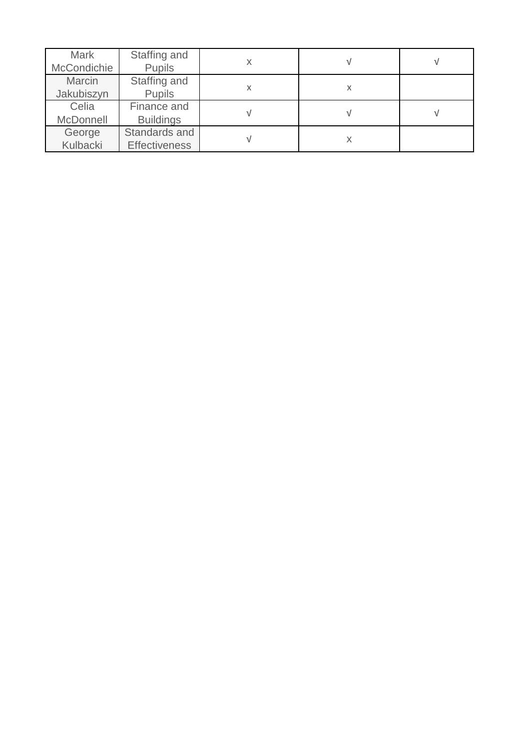| | | | | |
|---|---|---|---|---|
| Mark McCondichie | Staffing and Pupils | x | √ | √ |
| Marcin Jakubiszyn | Staffing and Pupils | x | x | |
| Celia McDonnell | Finance and Buildings | √ | √ | √ |
| George Kulbacki | Standards and Effectiveness | √ | x | |